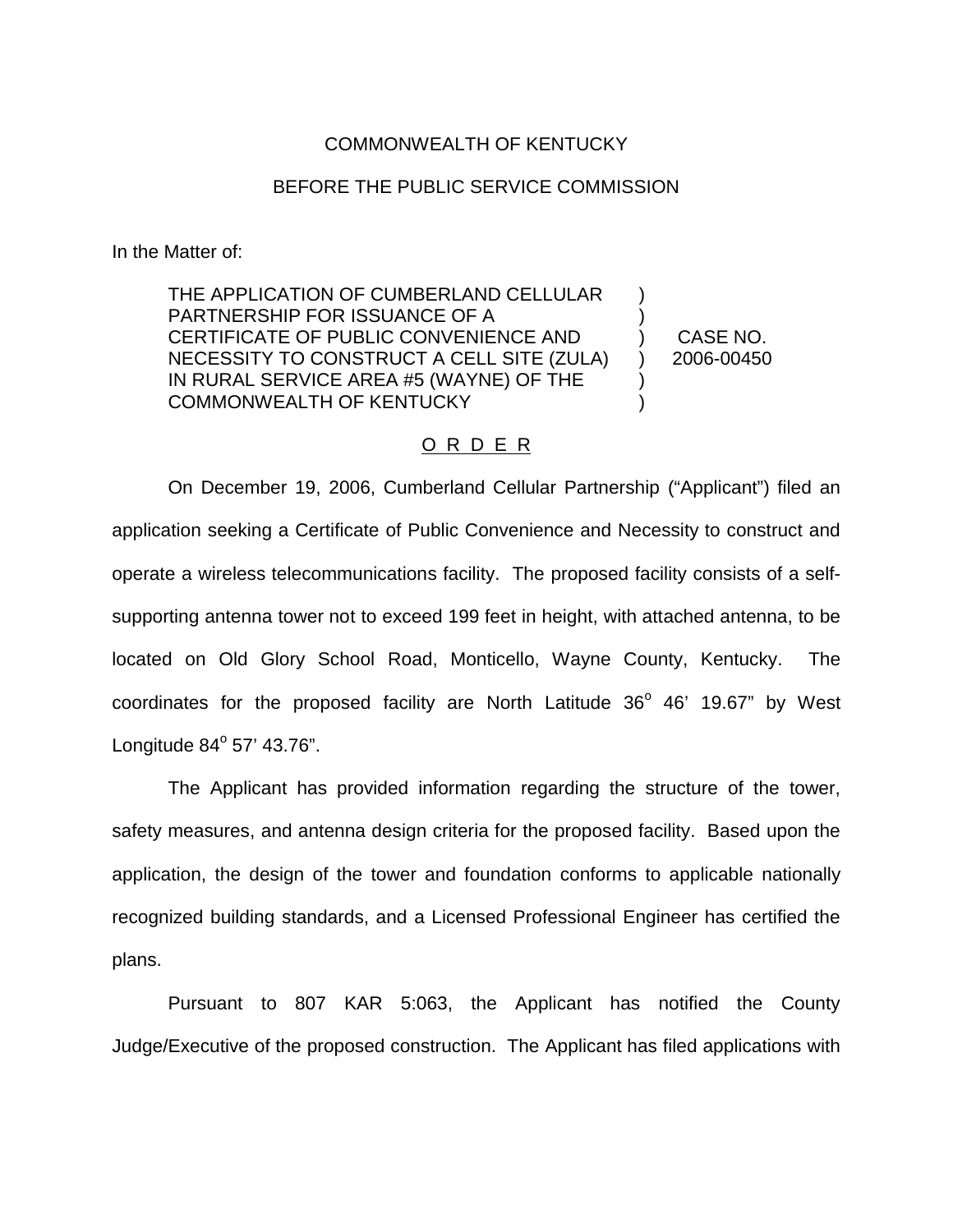COMMONWEALTH OF KENTUCKY

BEFORE THE PUBLIC SERVICE COMMISSION

In the Matter of:

| | | |
|---|---|---|
| THE APPLICATION OF CUMBERLAND CELLULAR PARTNERSHIP FOR ISSUANCE OF A CERTIFICATE OF PUBLIC CONVENIENCE AND NECESSITY TO CONSTRUCT A CELL SITE (ZULA) IN RURAL SERVICE AREA #5 (WAYNE) OF THE COMMONWEALTH OF KENTUCKY | ) | CASE NO. 2006-00450 |

<u>O R D E R</u>

On December 19, 2006, Cumberland Cellular Partnership ("Applicant") filed an application seeking a Certificate of Public Convenience and Necessity to construct and operate a wireless telecommunications facility. The proposed facility consists of a self-supporting antenna tower not to exceed 199 feet in height, with attached antenna, to be located on Old Glory School Road, Monticello, Wayne County, Kentucky. The coordinates for the proposed facility are North Latitude 36° 46' 19.67" by West Longitude 84° 57' 43.76".

The Applicant has provided information regarding the structure of the tower, safety measures, and antenna design criteria for the proposed facility. Based upon the application, the design of the tower and foundation conforms to applicable nationally recognized building standards, and a Licensed Professional Engineer has certified the plans.

Pursuant to 807 KAR 5:063, the Applicant has notified the County Judge/Executive of the proposed construction. The Applicant has filed applications with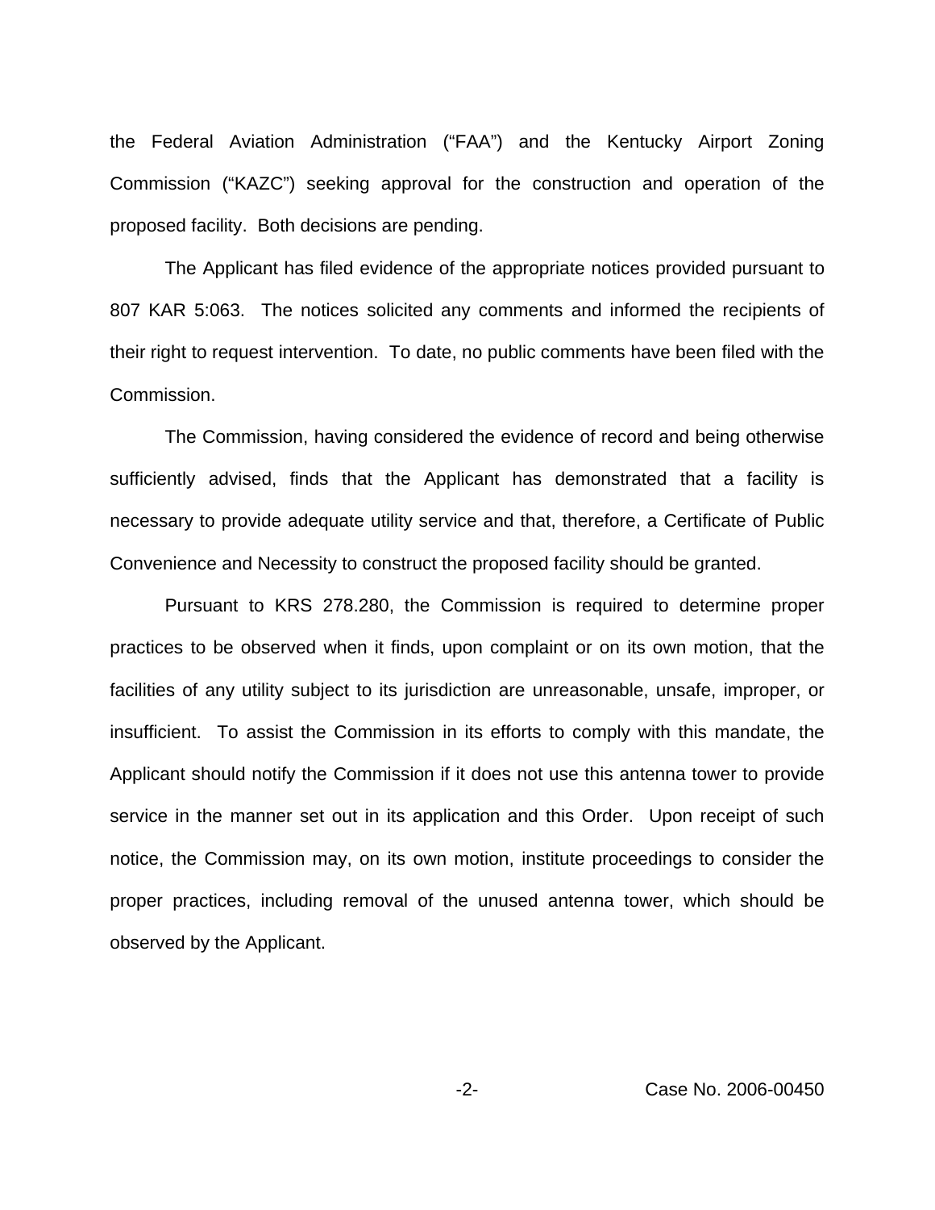the Federal Aviation Administration ("FAA") and the Kentucky Airport Zoning Commission ("KAZC") seeking approval for the construction and operation of the proposed facility. Both decisions are pending.

The Applicant has filed evidence of the appropriate notices provided pursuant to 807 KAR 5:063. The notices solicited any comments and informed the recipients of their right to request intervention. To date, no public comments have been filed with the Commission.

The Commission, having considered the evidence of record and being otherwise sufficiently advised, finds that the Applicant has demonstrated that a facility is necessary to provide adequate utility service and that, therefore, a Certificate of Public Convenience and Necessity to construct the proposed facility should be granted.

Pursuant to KRS 278.280, the Commission is required to determine proper practices to be observed when it finds, upon complaint or on its own motion, that the facilities of any utility subject to its jurisdiction are unreasonable, unsafe, improper, or insufficient. To assist the Commission in its efforts to comply with this mandate, the Applicant should notify the Commission if it does not use this antenna tower to provide service in the manner set out in its application and this Order. Upon receipt of such notice, the Commission may, on its own motion, institute proceedings to consider the proper practices, including removal of the unused antenna tower, which should be observed by the Applicant.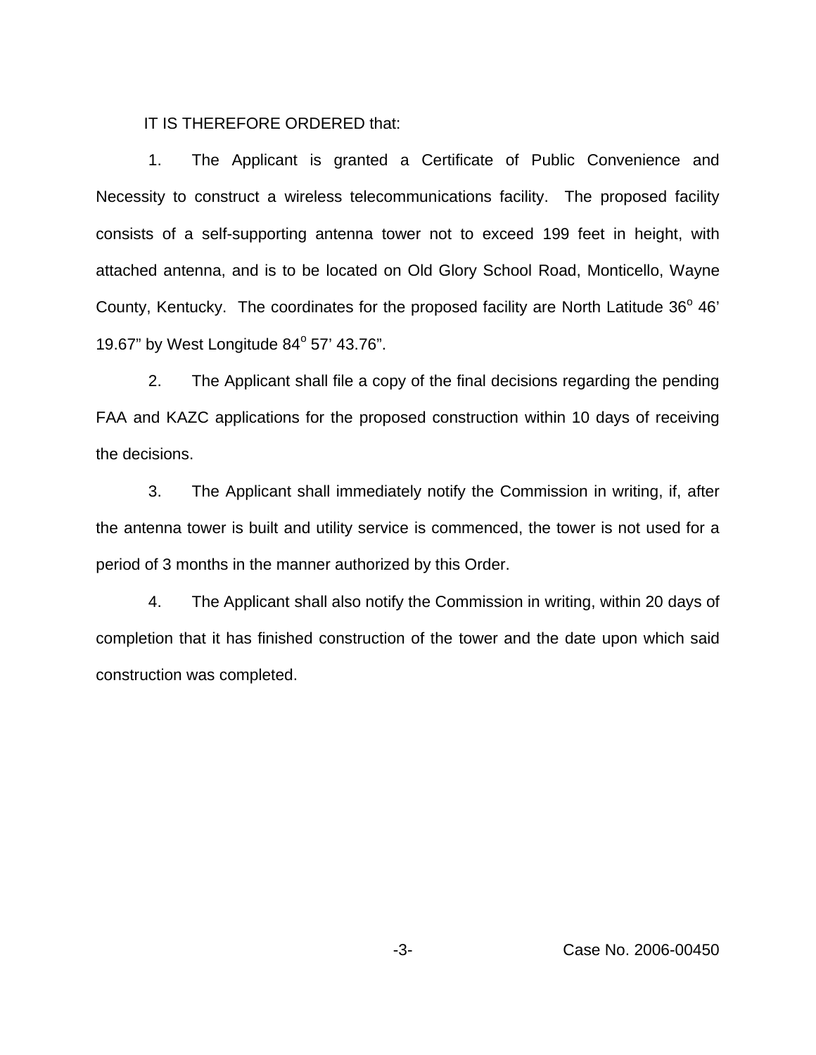IT IS THEREFORE ORDERED that:

1. The Applicant is granted a Certificate of Public Convenience and Necessity to construct a wireless telecommunications facility. The proposed facility consists of a self-supporting antenna tower not to exceed 199 feet in height, with attached antenna, and is to be located on Old Glory School Road, Monticello, Wayne County, Kentucky. The coordinates for the proposed facility are North Latitude 36$^{o}$ 46' 19.67" by West Longitude 84$^{o}$ 57' 43.76".

2. The Applicant shall file a copy of the final decisions regarding the pending FAA and KAZC applications for the proposed construction within 10 days of receiving the decisions.

3. The Applicant shall immediately notify the Commission in writing, if, after the antenna tower is built and utility service is commenced, the tower is not used for a period of 3 months in the manner authorized by this Order.

4. The Applicant shall also notify the Commission in writing, within 20 days of completion that it has finished construction of the tower and the date upon which said construction was completed.

Case No. 2006-00450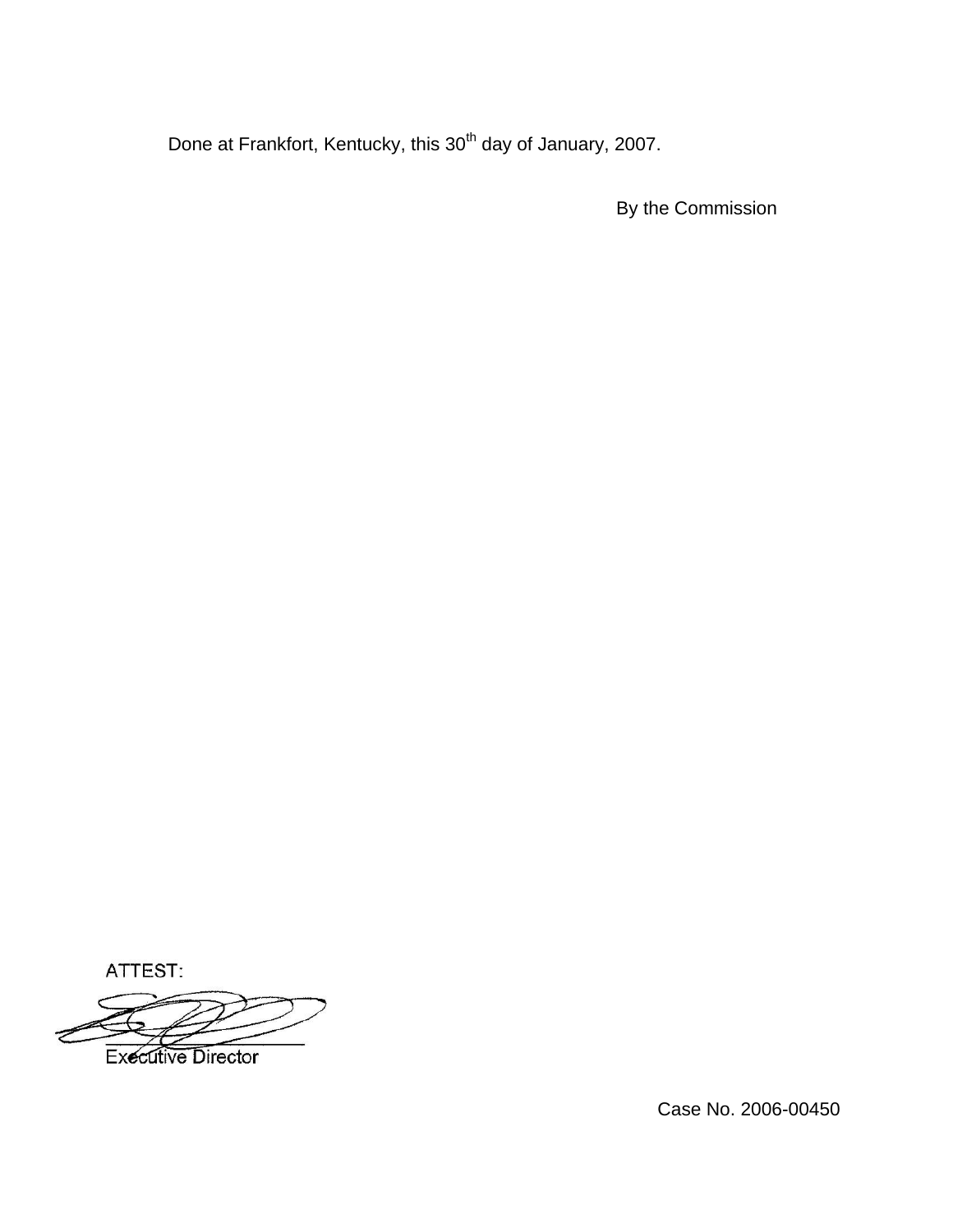Done at Frankfort, Kentucky, this 30th day of January, 2007.

By the Commission

ATTEST:

Executive Director

Case No. 2006-00450